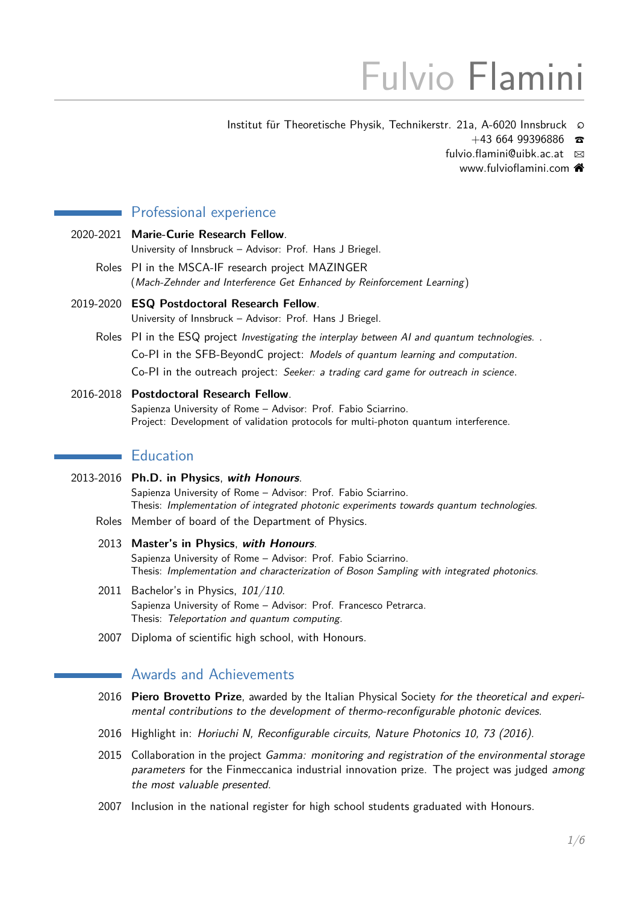# Fulvio Flamini

Institut für Theoretische Physik, Technikerstr. 21a, A-6020 Innsbruck
+43 664 99396886
fulvio.flamini@uibk.ac.at
www.fulvioflamini.com

## Professional experience

**2020-2021** **Marie-Curie Research Fellow**.
University of Innsbruck – Advisor: Prof. Hans J Briegel.

Roles: PI in the MSCA-IF research project MAZINGER
(*Mach-Zehnder and Interference Get Enhanced by Reinforcement Learning*)

**2019-2020** **ESQ Postdoctoral Research Fellow**.
University of Innsbruck – Advisor: Prof. Hans J Briegel.

Roles: PI in the ESQ project *Investigating the interplay between AI and quantum technologies.* .
Co-PI in the SFB-BeyondC project: *Models of quantum learning and computation*.
Co-PI in the outreach project: *Seeker: a trading card game for outreach in science*.

**2016-2018** **Postdoctoral Research Fellow**.
Sapienza University of Rome – Advisor: Prof. Fabio Sciarrino.
Project: Development of validation protocols for multi-photon quantum interference.

## Education

**2013-2016** **Ph.D. in Physics**, ***with Honours***.
Sapienza University of Rome – Advisor: Prof. Fabio Sciarrino.
Thesis: *Implementation of integrated photonic experiments towards quantum technologies*.

Roles: Member of board of the Department of Physics.

**2013** **Master's in Physics**, ***with Honours***.
Sapienza University of Rome – Advisor: Prof. Fabio Sciarrino.
Thesis: *Implementation and characterization of Boson Sampling with integrated photonics*.

**2011** Bachelor's in Physics, *101/110*.
Sapienza University of Rome – Advisor: Prof. Francesco Petrarca.
Thesis: *Teleportation and quantum computing*.

**2007** Diploma of scientific high school, with Honours.

## Awards and Achievements

**2016** **Piero Brovetto Prize**, awarded by the Italian Physical Society *for the theoretical and experimental contributions to the development of thermo-reconfigurable photonic devices*.

**2016** Highlight in: *Horiuchi N, Reconfigurable circuits, Nature Photonics 10, 73 (2016)*.

**2015** Collaboration in the project *Gamma: monitoring and registration of the environmental storage parameters* for the Finmeccanica industrial innovation prize. The project was judged *among the most valuable presented*.

**2007** Inclusion in the national register for high school students graduated with Honours.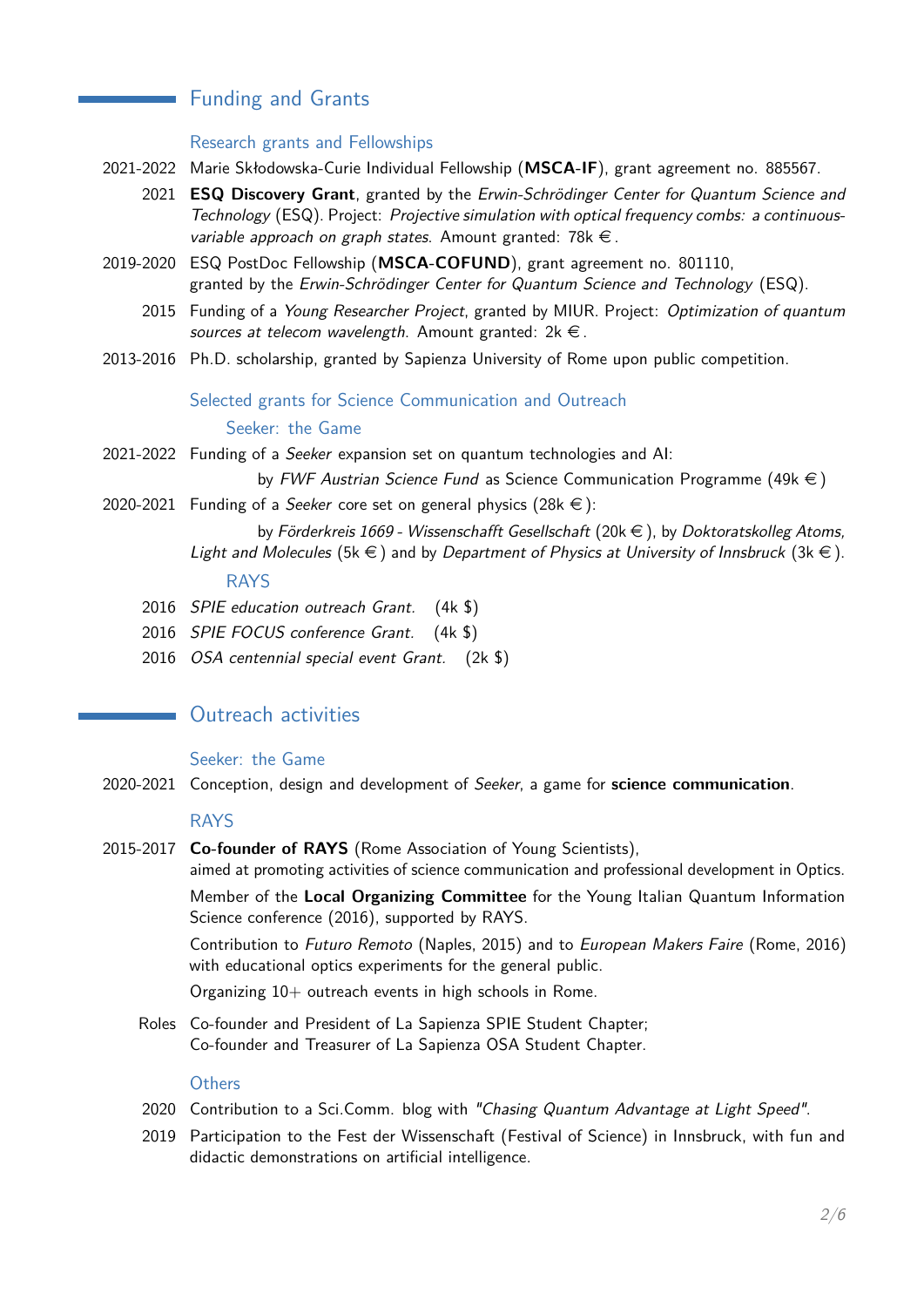## Funding and Grants

### Research grants and Fellowships

2021-2022 Marie Skłodowska-Curie Individual Fellowship (**MSCA-IF**), grant agreement no. 885567.

2021 **ESQ Discovery Grant**, granted by the *Erwin-Schrödinger Center for Quantum Science and Technology* (ESQ). Project: *Projective simulation with optical frequency combs: a continuous-variable approach on graph states*. Amount granted: 78k €.

2019-2020 ESQ PostDoc Fellowship (**MSCA-COFUND**), grant agreement no. 801110, granted by the *Erwin-Schrödinger Center for Quantum Science and Technology* (ESQ).

2015 Funding of a *Young Researcher Project*, granted by MIUR. Project: *Optimization of quantum sources at telecom wavelength*. Amount granted: 2k €.

2013-2016 Ph.D. scholarship, granted by Sapienza University of Rome upon public competition.

### Selected grants for Science Communication and Outreach

#### Seeker: the Game

2021-2022 Funding of a *Seeker* expansion set on quantum technologies and AI:
by *FWF Austrian Science Fund* as Science Communication Programme (49k €)

2020-2021 Funding of a *Seeker* core set on general physics (28k €):
by *Förderkreis 1669 - Wissenschafft Gesellschaft* (20k €), by *Doktoratskolleg Atoms, Light and Molecules* (5k €) and by *Department of Physics at University of Innsbruck* (3k €).

#### RAYS

2016 *SPIE education outreach Grant.* (4k $)

2016 *SPIE FOCUS conference Grant.* (4k $)

2016 *OSA centennial special event Grant.* (2k $)

## Outreach activities

### Seeker: the Game

2020-2021 Conception, design and development of *Seeker*, a game for **science communication**.

### RAYS

2015-2017 **Co-founder of RAYS** (Rome Association of Young Scientists), aimed at promoting activities of science communication and professional development in Optics.

Member of the **Local Organizing Committee** for the Young Italian Quantum Information Science conference (2016), supported by RAYS.

Contribution to *Futuro Remoto* (Naples, 2015) and to *European Makers Faire* (Rome, 2016) with educational optics experiments for the general public.

Organizing 10+ outreach events in high schools in Rome.

Roles Co-founder and President of La Sapienza SPIE Student Chapter;
Co-founder and Treasurer of La Sapienza OSA Student Chapter.

### Others

2020 Contribution to a Sci.Comm. blog with *"Chasing Quantum Advantage at Light Speed"*.

2019 Participation to the Fest der Wissenschaft (Festival of Science) in Innsbruck, with fun and didactic demonstrations on artificial intelligence.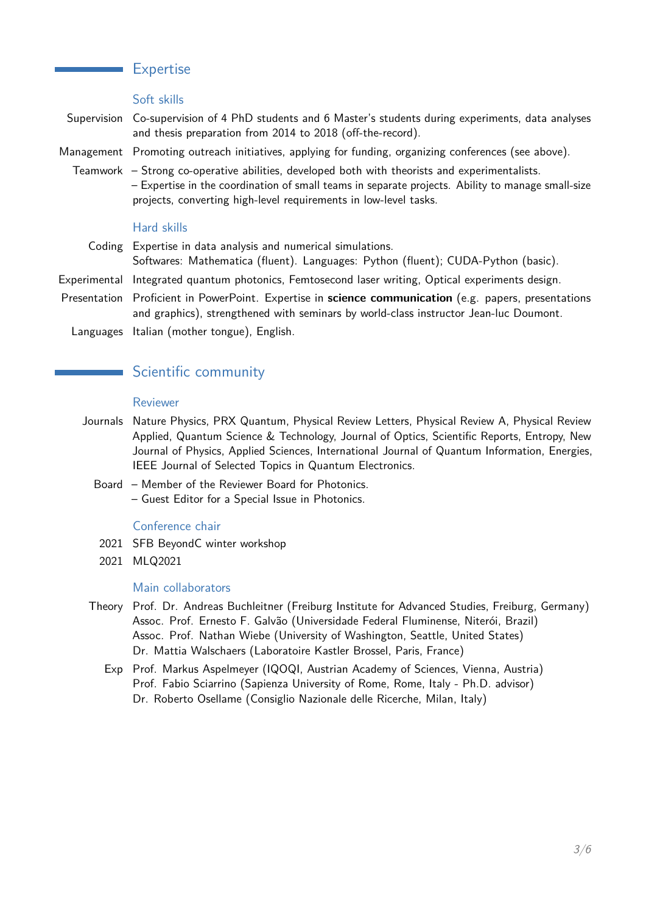## Expertise

### Soft skills

**Supervision** Co-supervision of 4 PhD students and 6 Master's students during experiments, data analyses and thesis preparation from 2014 to 2018 (off-the-record).

**Management** Promoting outreach initiatives, applying for funding, organizing conferences (see above).

**Teamwork**
– Strong co-operative abilities, developed both with theorists and experimentalists.
– Expertise in the coordination of small teams in separate projects. Ability to manage small-size projects, converting high-level requirements in low-level tasks.

### Hard skills

**Coding** Expertise in data analysis and numerical simulations.
Softwares: Mathematica (fluent). Languages: Python (fluent); CUDA-Python (basic).

**Experimental** Integrated quantum photonics, Femtosecond laser writing, Optical experiments design.

**Presentation** Proficient in PowerPoint. Expertise in **science communication** (e.g. papers, presentations and graphics), strengthened with seminars by world-class instructor Jean-luc Doumont.

**Languages** Italian (mother tongue), English.

## Scientific community

### Reviewer

**Journals** Nature Physics, PRX Quantum, Physical Review Letters, Physical Review A, Physical Review Applied, Quantum Science & Technology, Journal of Optics, Scientific Reports, Entropy, New Journal of Physics, Applied Sciences, International Journal of Quantum Information, Energies, IEEE Journal of Selected Topics in Quantum Electronics.

**Board**
– Member of the Reviewer Board for Photonics.
– Guest Editor for a Special Issue in Photonics.

### Conference chair

**2021** SFB BeyondC winter workshop

**2021** MLQ2021

### Main collaborators

**Theory**
Prof. Dr. Andreas Buchleitner (Freiburg Institute for Advanced Studies, Freiburg, Germany)
Assoc. Prof. Ernesto F. Galvão (Universidade Federal Fluminense, Niterói, Brazil)
Assoc. Prof. Nathan Wiebe (University of Washington, Seattle, United States)
Dr. Mattia Walschaers (Laboratoire Kastler Brossel, Paris, France)

**Exp**
Prof. Markus Aspelmeyer (IQOQI, Austrian Academy of Sciences, Vienna, Austria)
Prof. Fabio Sciarrino (Sapienza University of Rome, Rome, Italy - Ph.D. advisor)
Dr. Roberto Osellame (Consiglio Nazionale delle Ricerche, Milan, Italy)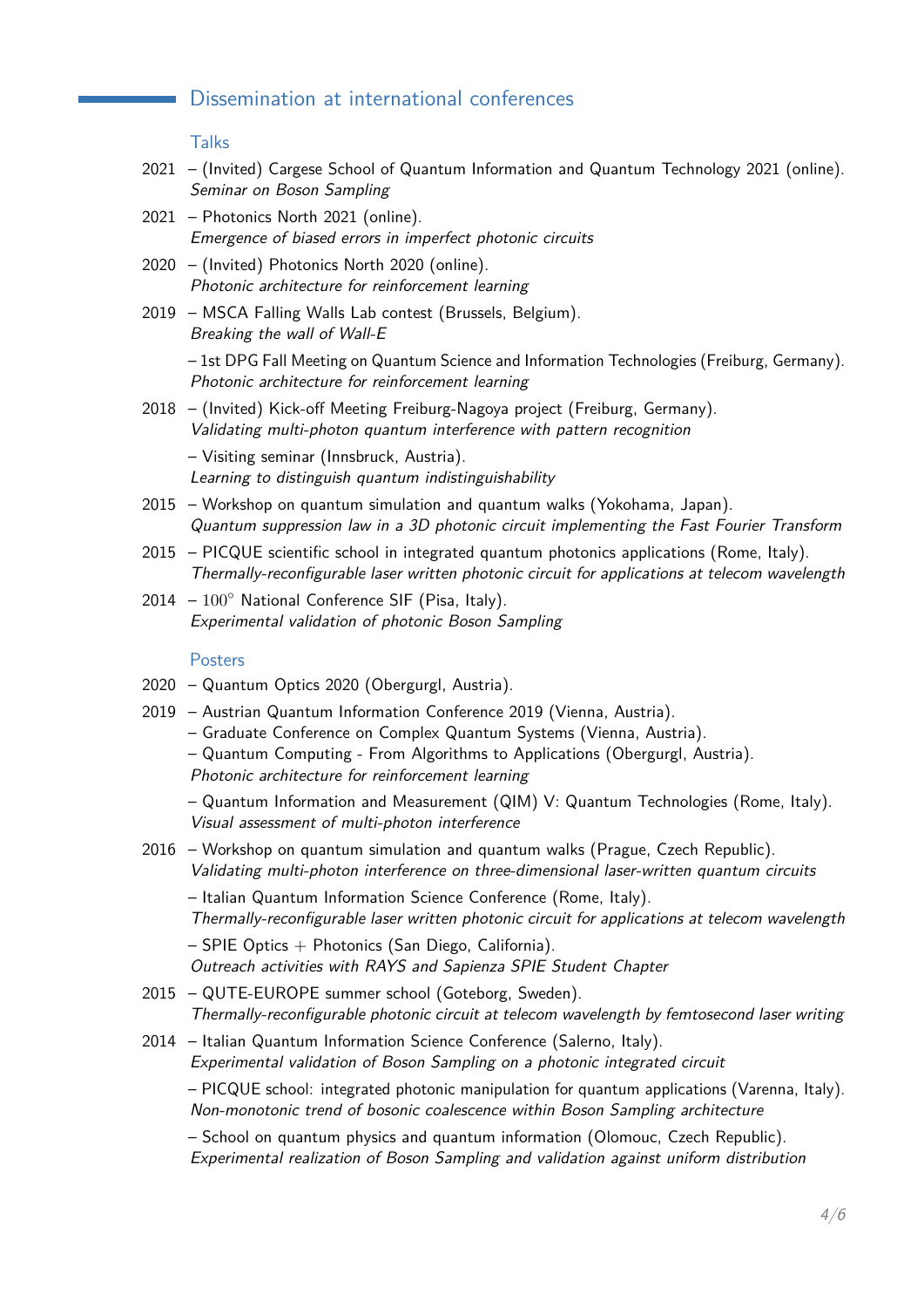## Dissemination at international conferences

### Talks

2021 – (Invited) Cargese School of Quantum Information and Quantum Technology 2021 (online).
*Seminar on Boson Sampling*

2021 – Photonics North 2021 (online).
*Emergence of biased errors in imperfect photonic circuits*

2020 – (Invited) Photonics North 2020 (online).
*Photonic architecture for reinforcement learning*

2019 – MSCA Falling Walls Lab contest (Brussels, Belgium).
*Breaking the wall of Wall-E*

– 1st DPG Fall Meeting on Quantum Science and Information Technologies (Freiburg, Germany).
*Photonic architecture for reinforcement learning*

2018 – (Invited) Kick-off Meeting Freiburg-Nagoya project (Freiburg, Germany).
*Validating multi-photon quantum interference with pattern recognition*

– Visiting seminar (Innsbruck, Austria).
*Learning to distinguish quantum indistinguishability*

2015 – Workshop on quantum simulation and quantum walks (Yokohama, Japan).
*Quantum suppression law in a 3D photonic circuit implementing the Fast Fourier Transform*

2015 – PICQUE scientific school in integrated quantum photonics applications (Rome, Italy).
*Thermally-reconfigurable laser written photonic circuit for applications at telecom wavelength*

2014 – $100^{\circ}$ National Conference SIF (Pisa, Italy).
*Experimental validation of photonic Boson Sampling*

### Posters

2020 – Quantum Optics 2020 (Obergurgl, Austria).

2019 – Austrian Quantum Information Conference 2019 (Vienna, Austria).
– Graduate Conference on Complex Quantum Systems (Vienna, Austria).
– Quantum Computing - From Algorithms to Applications (Obergurgl, Austria).
*Photonic architecture for reinforcement learning*

– Quantum Information and Measurement (QIM) V: Quantum Technologies (Rome, Italy).
*Visual assessment of multi-photon interference*

2016 – Workshop on quantum simulation and quantum walks (Prague, Czech Republic).
*Validating multi-photon interference on three-dimensional laser-written quantum circuits*

– Italian Quantum Information Science Conference (Rome, Italy).
*Thermally-reconfigurable laser written photonic circuit for applications at telecom wavelength*

– SPIE Optics + Photonics (San Diego, California).
*Outreach activities with RAYS and Sapienza SPIE Student Chapter*

2015 – QUTE-EUROPE summer school (Goteborg, Sweden).
*Thermally-reconfigurable photonic circuit at telecom wavelength by femtosecond laser writing*

2014 – Italian Quantum Information Science Conference (Salerno, Italy).
*Experimental validation of Boson Sampling on a photonic integrated circuit*

– PICQUE school: integrated photonic manipulation for quantum applications (Varenna, Italy).
*Non-monotonic trend of bosonic coalescence within Boson Sampling architecture*

– School on quantum physics and quantum information (Olomouc, Czech Republic).
*Experimental realization of Boson Sampling and validation against uniform distribution*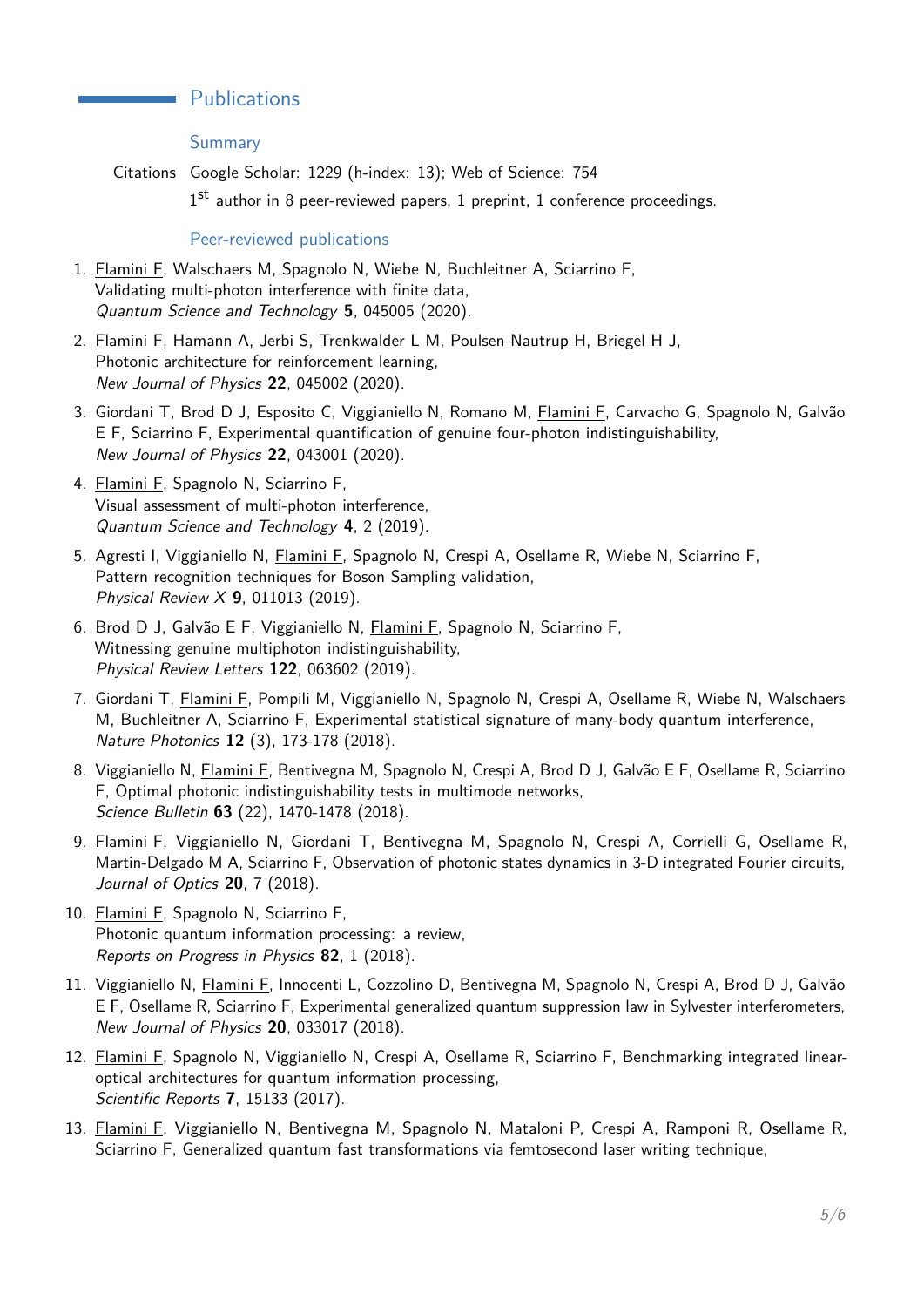## Publications

### Summary

Citations: Google Scholar: 1229 (h-index: 13); Web of Science: 754

1st author in 8 peer-reviewed papers, 1 preprint, 1 conference proceedings.

### Peer-reviewed publications

1. Flamini F, Walschaers M, Spagnolo N, Wiebe N, Buchleitner A, Sciarrino F, Validating multi-photon interference with finite data, *Quantum Science and Technology* **5**, 045005 (2020).
2. Flamini F, Hamann A, Jerbi S, Trenkwalder L M, Poulsen Nautrup H, Briegel H J, Photonic architecture for reinforcement learning, *New Journal of Physics* **22**, 045002 (2020).
3. Giordani T, Brod D J, Esposito C, Viggianiello N, Romano M, Flamini F, Carvacho G, Spagnolo N, Galvão E F, Sciarrino F, Experimental quantification of genuine four-photon indistinguishability, *New Journal of Physics* **22**, 043001 (2020).
4. Flamini F, Spagnolo N, Sciarrino F, Visual assessment of multi-photon interference, *Quantum Science and Technology* **4**, 2 (2019).
5. Agresti I, Viggianiello N, Flamini F, Spagnolo N, Crespi A, Osellame R, Wiebe N, Sciarrino F, Pattern recognition techniques for Boson Sampling validation, *Physical Review X* **9**, 011013 (2019).
6. Brod D J, Galvão E F, Viggianiello N, Flamini F, Spagnolo N, Sciarrino F, Witnessing genuine multiphoton indistinguishability, *Physical Review Letters* **122**, 063602 (2019).
7. Giordani T, Flamini F, Pompili M, Viggianiello N, Spagnolo N, Crespi A, Osellame R, Wiebe N, Walschaers M, Buchleitner A, Sciarrino F, Experimental statistical signature of many-body quantum interference, *Nature Photonics* **12** (3), 173-178 (2018).
8. Viggianiello N, Flamini F, Bentivegna M, Spagnolo N, Crespi A, Brod D J, Galvão E F, Osellame R, Sciarrino F, Optimal photonic indistinguishability tests in multimode networks, *Science Bulletin* **63** (22), 1470-1478 (2018).
9. Flamini F, Viggianiello N, Giordani T, Bentivegna M, Spagnolo N, Crespi A, Corrielli G, Osellame R, Martin-Delgado M A, Sciarrino F, Observation of photonic states dynamics in 3-D integrated Fourier circuits, *Journal of Optics* **20**, 7 (2018).
10. Flamini F, Spagnolo N, Sciarrino F, Photonic quantum information processing: a review, *Reports on Progress in Physics* **82**, 1 (2018).
11. Viggianiello N, Flamini F, Innocenti L, Cozzolino D, Bentivegna M, Spagnolo N, Crespi A, Brod D J, Galvão E F, Osellame R, Sciarrino F, Experimental generalized quantum suppression law in Sylvester interferometers, *New Journal of Physics* **20**, 033017 (2018).
12. Flamini F, Spagnolo N, Viggianiello N, Crespi A, Osellame R, Sciarrino F, Benchmarking integrated linear-optical architectures for quantum information processing, *Scientific Reports* **7**, 15133 (2017).
13. Flamini F, Viggianiello N, Bentivegna M, Spagnolo N, Mataloni P, Crespi A, Ramponi R, Osellame R, Sciarrino F, Generalized quantum fast transformations via femtosecond laser writing technique,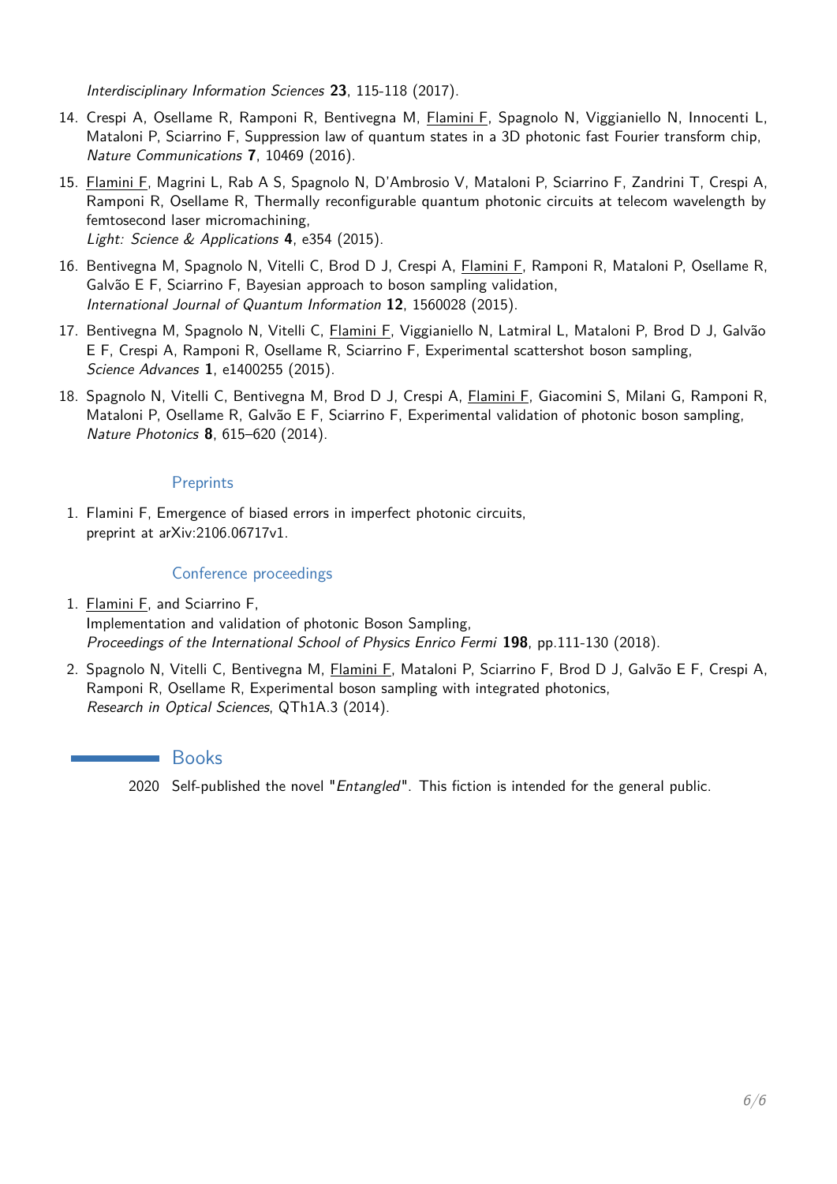*Interdisciplinary Information Sciences* **23**, 115-118 (2017).

14. Crespi A, Osellame R, Ramponi R, Bentivegna M, Flamini F, Spagnolo N, Viggianiello N, Innocenti L, Mataloni P, Sciarrino F, Suppression law of quantum states in a 3D photonic fast Fourier transform chip, *Nature Communications* **7**, 10469 (2016).
15. Flamini F, Magrini L, Rab A S, Spagnolo N, D'Ambrosio V, Mataloni P, Sciarrino F, Zandrini T, Crespi A, Ramponi R, Osellame R, Thermally reconfigurable quantum photonic circuits at telecom wavelength by femtosecond laser micromachining,
*Light: Science & Applications* **4**, e354 (2015).
16. Bentivegna M, Spagnolo N, Vitelli C, Brod D J, Crespi A, Flamini F, Ramponi R, Mataloni P, Osellame R, Galvão E F, Sciarrino F, Bayesian approach to boson sampling validation,
*International Journal of Quantum Information* **12**, 1560028 (2015).
17. Bentivegna M, Spagnolo N, Vitelli C, Flamini F, Viggianiello N, Latmiral L, Mataloni P, Brod D J, Galvão E F, Crespi A, Ramponi R, Osellame R, Sciarrino F, Experimental scattershot boson sampling,
*Science Advances* **1**, e1400255 (2015).
18. Spagnolo N, Vitelli C, Bentivegna M, Brod D J, Crespi A, Flamini F, Giacomini S, Milani G, Ramponi R, Mataloni P, Osellame R, Galvão E F, Sciarrino F, Experimental validation of photonic boson sampling,
*Nature Photonics* **8**, 615–620 (2014).

### Preprints

1. Flamini F, Emergence of biased errors in imperfect photonic circuits,
preprint at arXiv:2106.06717v1.

### Conference proceedings

1. Flamini F, and Sciarrino F,
Implementation and validation of photonic Boson Sampling,
*Proceedings of the International School of Physics Enrico Fermi* **198**, pp.111-130 (2018).
2. Spagnolo N, Vitelli C, Bentivegna M, Flamini F, Mataloni P, Sciarrino F, Brod D J, Galvão E F, Crespi A, Ramponi R, Osellame R, Experimental boson sampling with integrated photonics,
*Research in Optical Sciences*, QTh1A.3 (2014).

## Books

2020 Self-published the novel "*Entangled*". This fiction is intended for the general public.